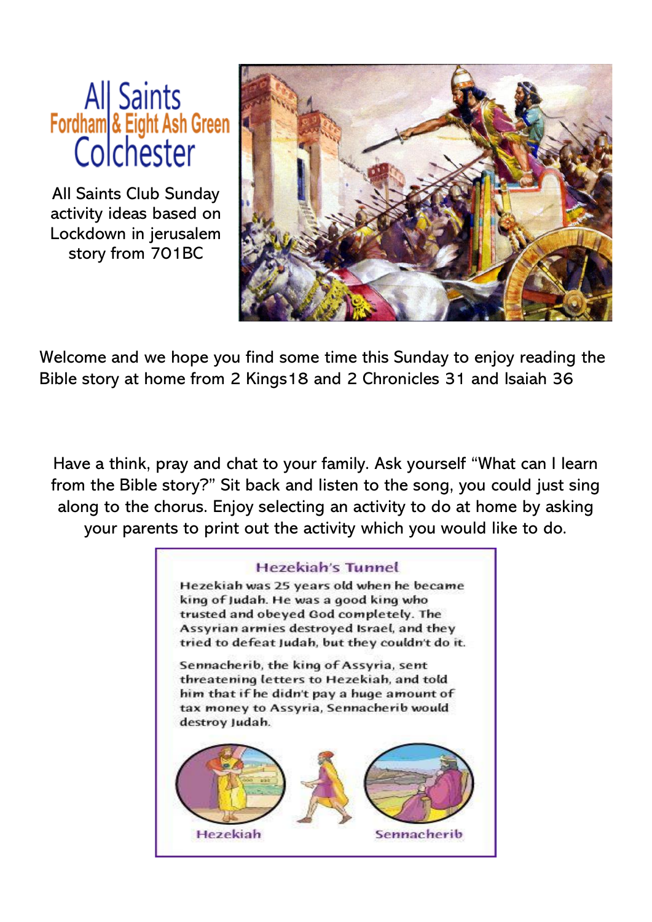# All Saints
## Fordham & Eight Ash Green
## Colchester

All Saints Club Sunday activity ideas based on Lockdown in jerusalem story from 701BC

Welcome and we hope you find some time this Sunday to enjoy reading the Bible story at home from 2 Kings18 and 2 Chronicles 31 and Isaiah 36

Have a think, pray and chat to your family. Ask yourself "What can I learn from the Bible story?" Sit back and listen to the song, you could just sing along to the chorus. Enjoy selecting an activity to do at home by asking your parents to print out the activity which you would like to do.

### Hezekiah's Tunnel

Hezekiah was 25 years old when he became king of Judah. He was a good king who trusted and obeyed God completely. The Assyrian armies destroyed Israel, and they tried to defeat Judah, but they couldn't do it.

Sennacherib, the king of Assyria, sent threatening letters to Hezekiah, and told him that if he didn't pay a huge amount of tax money to Assyria, Sennacherib would destroy Judah.

Hezekiah

Sennacherib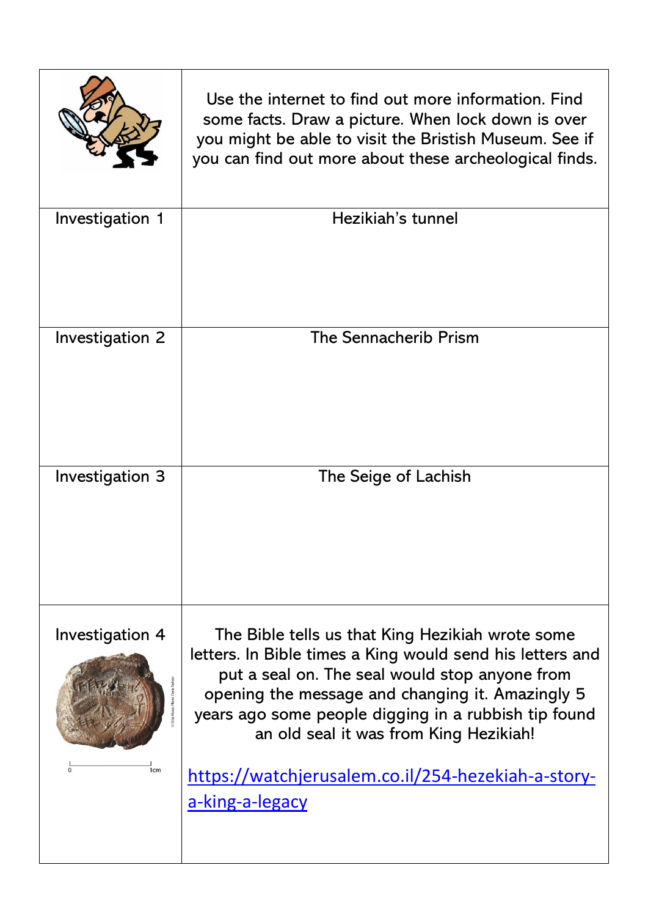| | Use the internet to find out more information. Find some facts. Draw a picture. When lock down is over you might be able to visit the Bristish Museum. See if you can find out more about these archeological finds. |
|---|---|
| Investigation 1 | Hezikiah's tunnel |
| Investigation 2 | The Sennacherib Prism |
| Investigation 3 | The Seige of Lachish |
| Investigation 4 | The Bible tells us that King Hezikiah wrote some letters. In Bible times a King would send his letters and put a seal on. The seal would stop anyone from opening the message and changing it. Amazingly 5 years ago some people digging in a rubbish tip found an old seal it was from King Hezikiah! <br><br> https://watchjerusalem.co.il/254-hezekiah-a-story-a-king-a-legacy |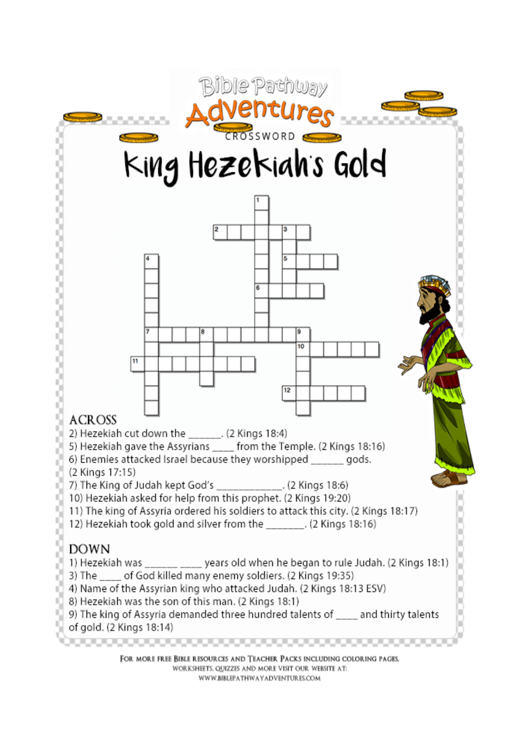Bible Pathway Adventures

CROSSWORD

# King Hezekiah's Gold

## ACROSS

2) Hezekiah cut down the ______. (2 Kings 18:4)
5) Hezekiah gave the Assyrians ____ from the Temple. (2 Kings 18:16)
6) Enemies attacked Israel because they worshipped ______ gods. (2 Kings 17:15)
7) The King of Judah kept God's ____________. (2 Kings 18:6)
10) Hezekiah asked for help from this prophet. (2 Kings 19:20)
11) The king of Assyria ordered his soldiers to attack this city. (2 Kings 18:17)
12) Hezekiah took gold and silver from the _______. (2 Kings 18:16)

## DOWN

1) Hezekiah was ______ ____ years old when he began to rule Judah. (2 Kings 18:1)
3) The ____ of God killed many enemy soldiers. (2 Kings 19:35)
4) Name of the Assyrian king who attacked Judah. (2 Kings 18:13 ESV)
8) Hezekiah was the son of this man. (2 Kings 18:1)
9) The king of Assyria demanded three hundred talents of ____ and thirty talents of gold. (2 Kings 18:14)

For more free Bible resources and Teacher Packs including coloring pages, worksheets, quizzes and more visit our website at: www.biblepathwayadventures.com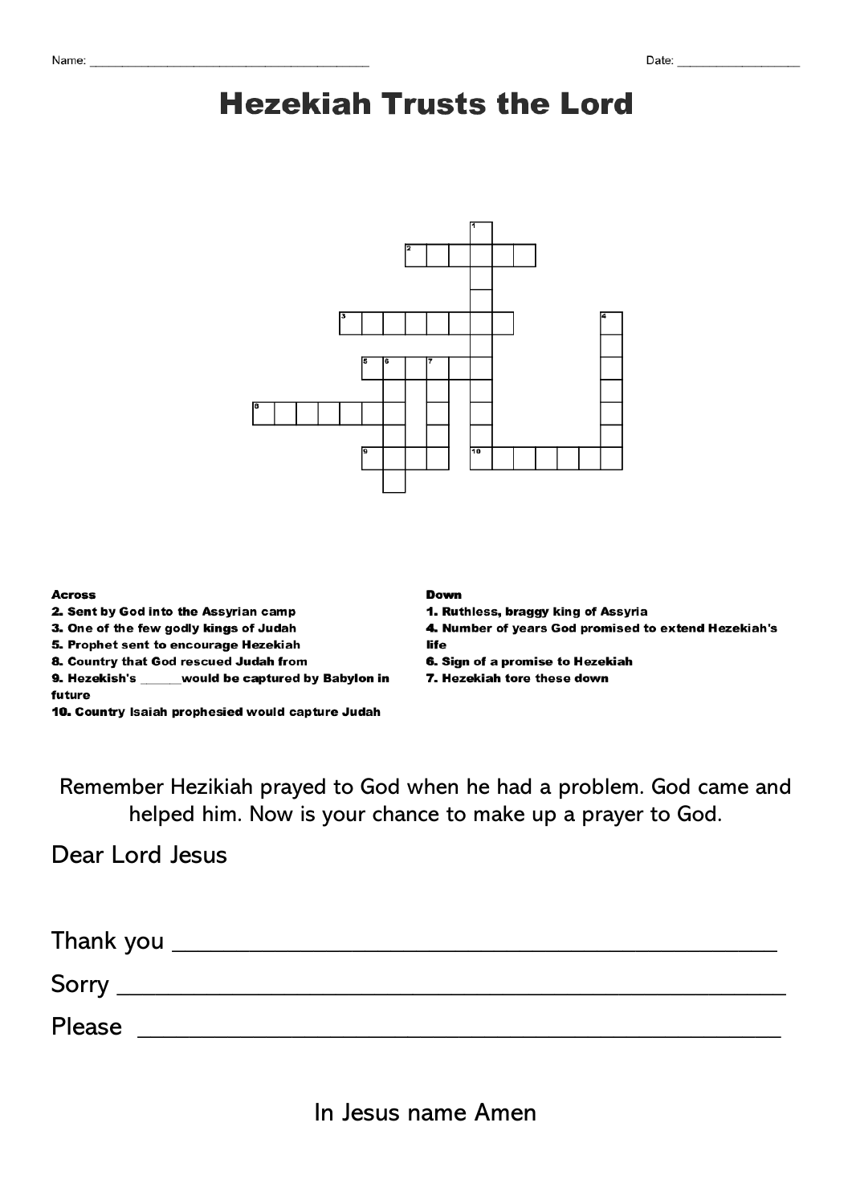Name: ________________________________________ Date: ________________

# Hezekiah Trusts the Lord

**Across**

**2. Sent by God into the Assyrian camp**

**3. One of the few godly kings of Judah**

**5. Prophet sent to encourage Hezekiah**

**8. Country that God rescued Judah from**

**9. Hezekish's ______would be captured by Babylon in future**

**10. Country Isaiah prophesied would capture Judah**

**Down**

**1. Ruthless, braggy king of Assyria**

**4. Number of years God promised to extend Hezekiah's life**

**6. Sign of a promise to Hezekiah**

**7. Hezekiah tore these down**

Remember Hezikiah prayed to God when he had a problem. God came and helped him. Now is your chance to make up a prayer to God.

Dear Lord Jesus

Thank you ______________________________________________

Sorry ________________________________________________

Please _______________________________________________

In Jesus name Amen